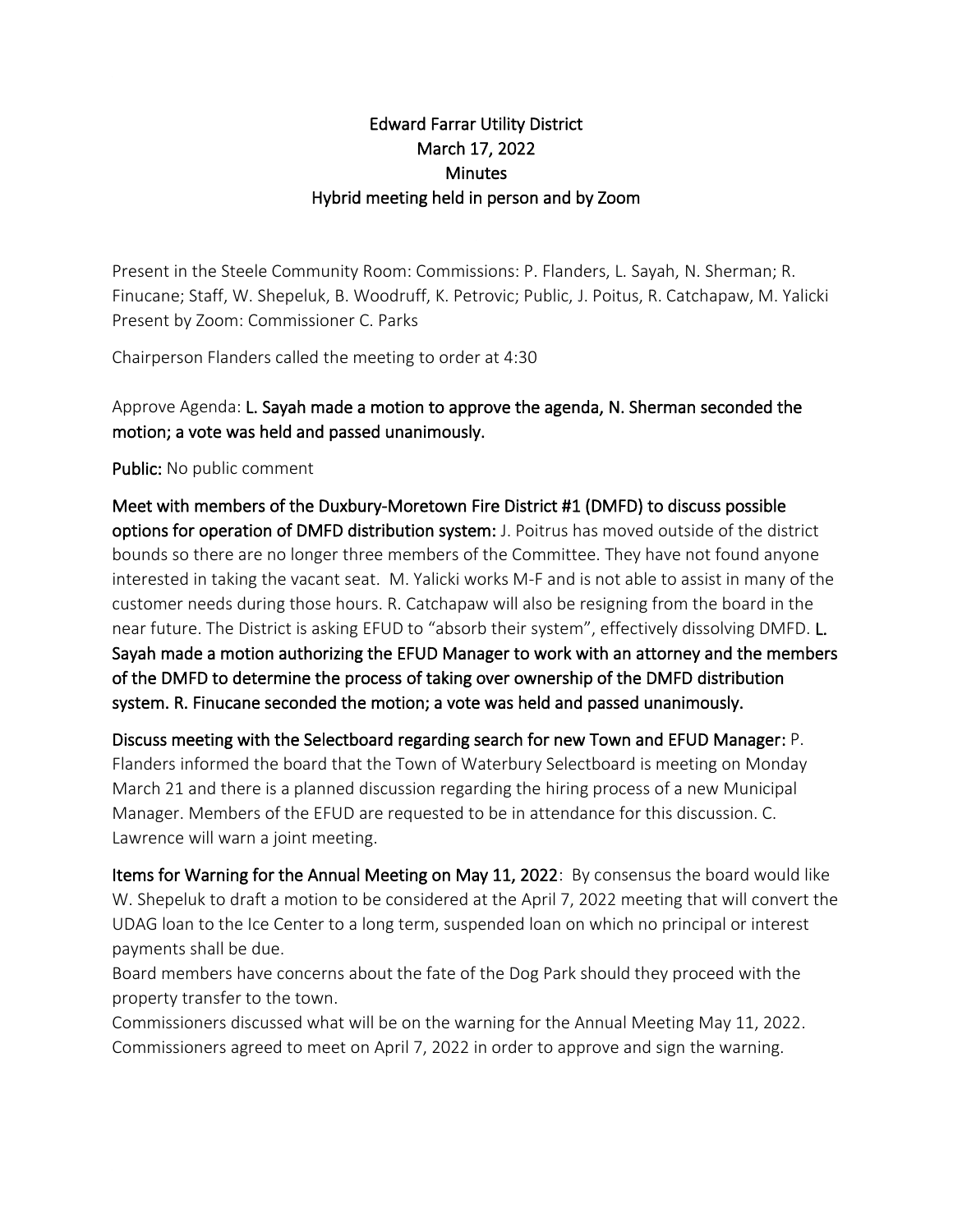# Edward Farrar Utility District
## March 17, 2022
## Minutes
## Hybrid meeting held in person and by Zoom

Present in the Steele Community Room: Commissions: P. Flanders, L. Sayah, N. Sherman; R. Finucane; Staff, W. Shepeluk, B. Woodruff, K. Petrovic; Public, J. Poitus, R. Catchapaw, M. Yalicki
Present by Zoom: Commissioner C. Parks

Chairperson Flanders called the meeting to order at 4:30

Approve Agenda: **L. Sayah made a motion to approve the agenda, N. Sherman seconded the motion; a vote was held and passed unanimously.**

**Public:** No public comment

**Meet with members of the Duxbury-Moretown Fire District #1 (DMFD) to discuss possible options for operation of DMFD distribution system:** J. Poitrus has moved outside of the district bounds so there are no longer three members of the Committee. They have not found anyone interested in taking the vacant seat. M. Yalicki works M-F and is not able to assist in many of the customer needs during those hours. R. Catchapaw will also be resigning from the board in the near future. The District is asking EFUD to "absorb their system", effectively dissolving DMFD. **L. Sayah made a motion authorizing the EFUD Manager to work with an attorney and the members of the DMFD to determine the process of taking over ownership of the DMFD distribution system. R. Finucane seconded the motion; a vote was held and passed unanimously.**

**Discuss meeting with the Selectboard regarding search for new Town and EFUD Manager:** P. Flanders informed the board that the Town of Waterbury Selectboard is meeting on Monday March 21 and there is a planned discussion regarding the hiring process of a new Municipal Manager. Members of the EFUD are requested to be in attendance for this discussion. C. Lawrence will warn a joint meeting.

**Items for Warning for the Annual Meeting on May 11, 2022**: By consensus the board would like W. Shepeluk to draft a motion to be considered at the April 7, 2022 meeting that will convert the UDAG loan to the Ice Center to a long term, suspended loan on which no principal or interest payments shall be due.

Board members have concerns about the fate of the Dog Park should they proceed with the property transfer to the town.

Commissioners discussed what will be on the warning for the Annual Meeting May 11, 2022. Commissioners agreed to meet on April 7, 2022 in order to approve and sign the warning.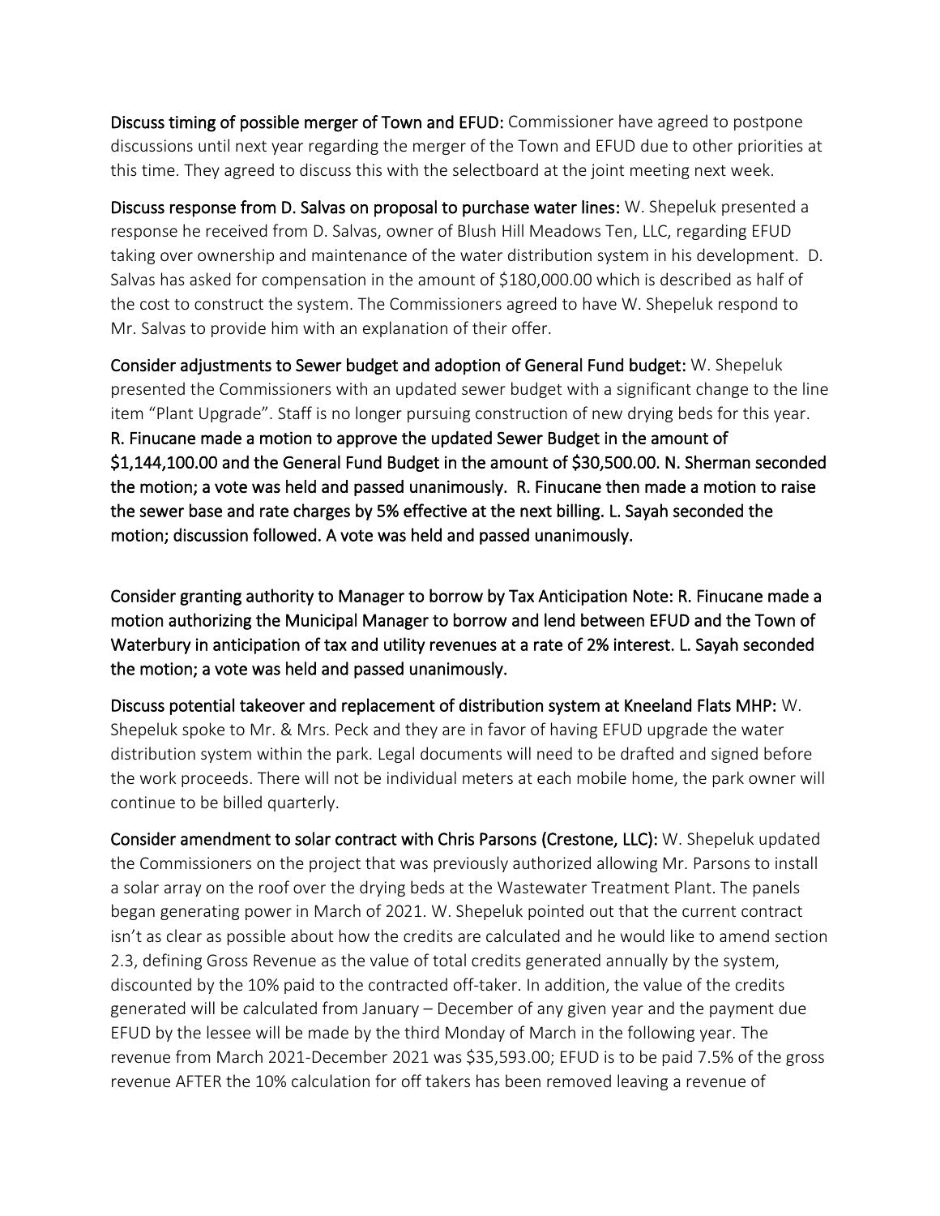**Discuss timing of possible merger of Town and EFUD:** Commissioner have agreed to postpone discussions until next year regarding the merger of the Town and EFUD due to other priorities at this time. They agreed to discuss this with the selectboard at the joint meeting next week.

**Discuss response from D. Salvas on proposal to purchase water lines:** W. Shepeluk presented a response he received from D. Salvas, owner of Blush Hill Meadows Ten, LLC, regarding EFUD taking over ownership and maintenance of the water distribution system in his development. D. Salvas has asked for compensation in the amount of $180,000.00 which is described as half of the cost to construct the system. The Commissioners agreed to have W. Shepeluk respond to Mr. Salvas to provide him with an explanation of their offer.

**Consider adjustments to Sewer budget and adoption of General Fund budget:** W. Shepeluk presented the Commissioners with an updated sewer budget with a significant change to the line item "Plant Upgrade". Staff is no longer pursuing construction of new drying beds for this year. **R. Finucane made a motion to approve the updated Sewer Budget in the amount of $1,144,100.00 and the General Fund Budget in the amount of $30,500.00. N. Sherman seconded the motion; a vote was held and passed unanimously. R. Finucane then made a motion to raise the sewer base and rate charges by 5% effective at the next billing. L. Sayah seconded the motion; discussion followed. A vote was held and passed unanimously.**

**Consider granting authority to Manager to borrow by Tax Anticipation Note: R. Finucane made a motion authorizing the Municipal Manager to borrow and lend between EFUD and the Town of Waterbury in anticipation of tax and utility revenues at a rate of 2% interest. L. Sayah seconded the motion; a vote was held and passed unanimously.**

**Discuss potential takeover and replacement of distribution system at Kneeland Flats MHP:** W. Shepeluk spoke to Mr. & Mrs. Peck and they are in favor of having EFUD upgrade the water distribution system within the park. Legal documents will need to be drafted and signed before the work proceeds. There will not be individual meters at each mobile home, the park owner will continue to be billed quarterly.

**Consider amendment to solar contract with Chris Parsons (Crestone, LLC):** W. Shepeluk updated the Commissioners on the project that was previously authorized allowing Mr. Parsons to install a solar array on the roof over the drying beds at the Wastewater Treatment Plant. The panels began generating power in March of 2021. W. Shepeluk pointed out that the current contract isn't as clear as possible about how the credits are calculated and he would like to amend section 2.3, defining Gross Revenue as the value of total credits generated annually by the system, discounted by the 10% paid to the contracted off-taker. In addition, the value of the credits generated will be calculated from January – December of any given year and the payment due EFUD by the lessee will be made by the third Monday of March in the following year. The revenue from March 2021-December 2021 was $35,593.00; EFUD is to be paid 7.5% of the gross revenue AFTER the 10% calculation for off takers has been removed leaving a revenue of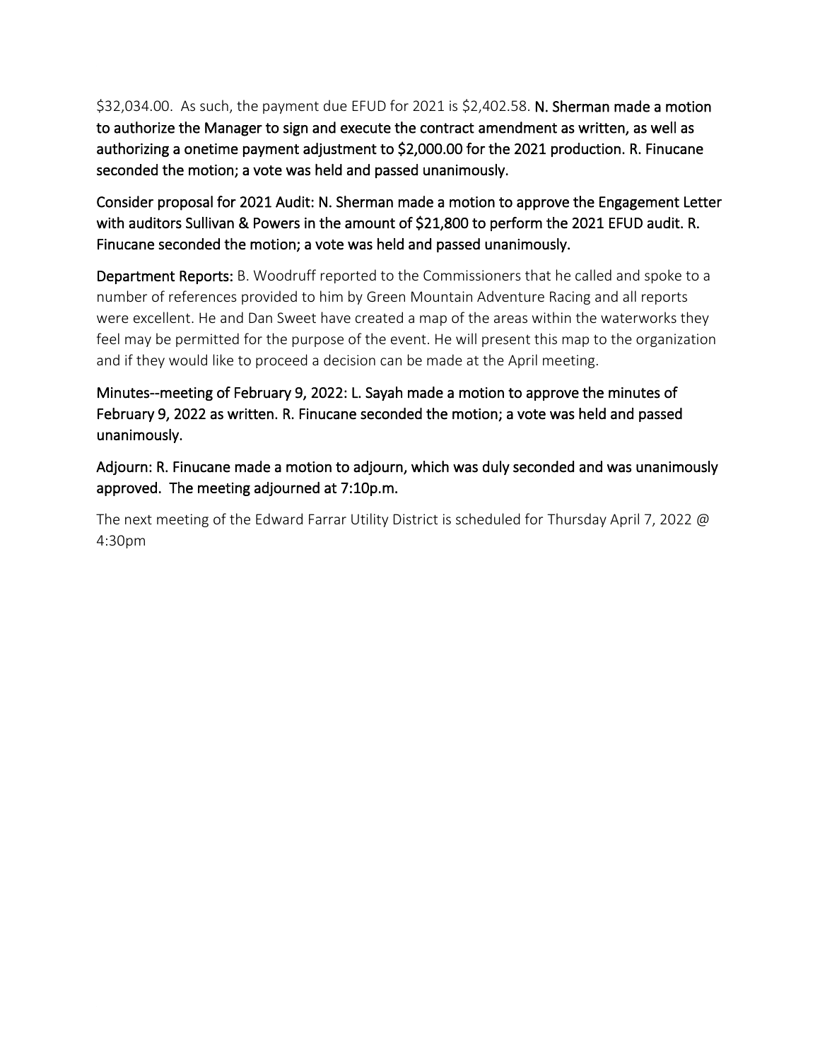$32,034.00. As such, the payment due EFUD for 2021 is $2,402.58. **N. Sherman made a motion to authorize the Manager to sign and execute the contract amendment as written, as well as authorizing a onetime payment adjustment to $2,000.00 for the 2021 production. R. Finucane seconded the motion; a vote was held and passed unanimously.**

**Consider proposal for 2021 Audit: N. Sherman made a motion to approve the Engagement Letter with auditors Sullivan & Powers in the amount of $21,800 to perform the 2021 EFUD audit. R. Finucane seconded the motion; a vote was held and passed unanimously.**

**Department Reports:** B. Woodruff reported to the Commissioners that he called and spoke to a number of references provided to him by Green Mountain Adventure Racing and all reports were excellent. He and Dan Sweet have created a map of the areas within the waterworks they feel may be permitted for the purpose of the event. He will present this map to the organization and if they would like to proceed a decision can be made at the April meeting.

**Minutes--meeting of February 9, 2022: L. Sayah made a motion to approve the minutes of February 9, 2022 as written. R. Finucane seconded the motion; a vote was held and passed unanimously.**

**Adjourn: R. Finucane made a motion to adjourn, which was duly seconded and was unanimously approved. The meeting adjourned at 7:10p.m.**

The next meeting of the Edward Farrar Utility District is scheduled for Thursday April 7, 2022 @ 4:30pm